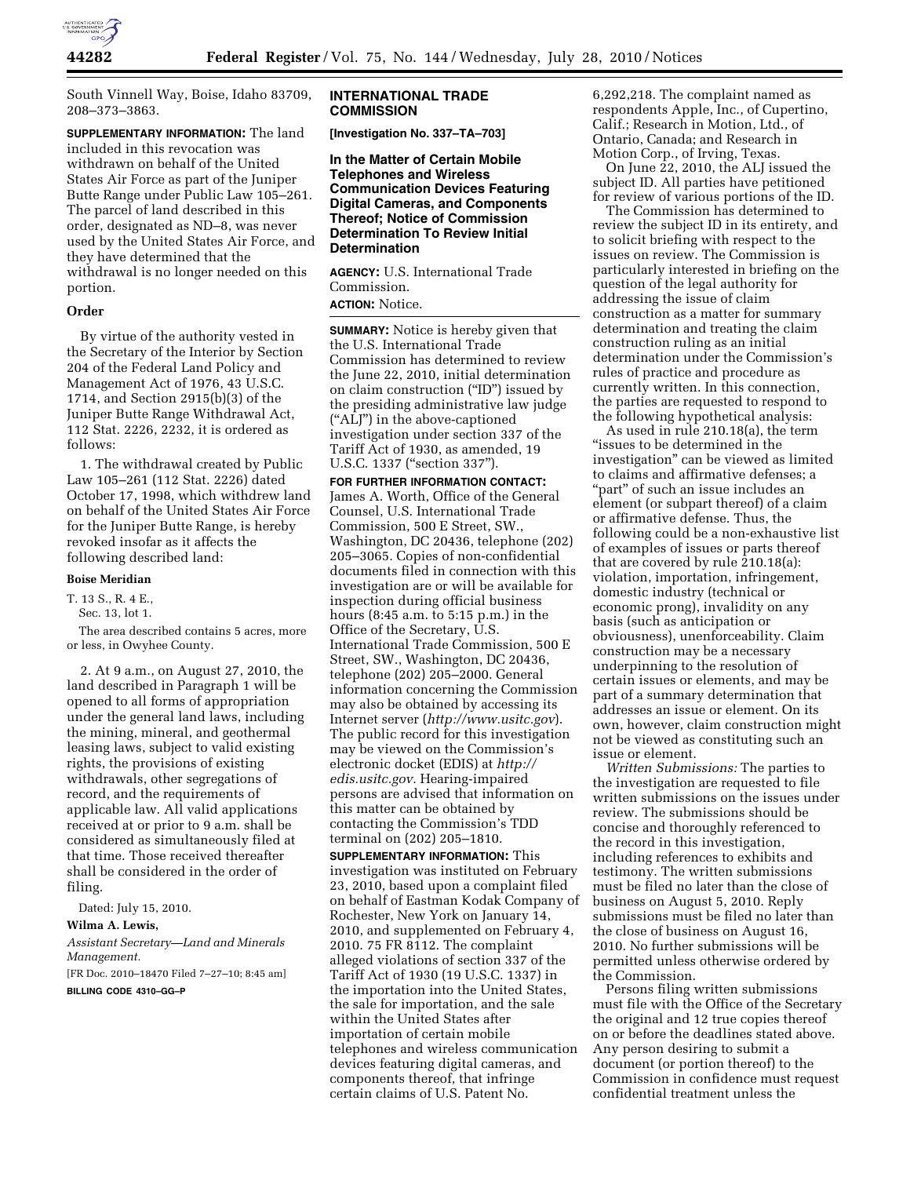South Vinnell Way, Boise, Idaho 83709, 208–373–3863.

**SUPPLEMENTARY INFORMATION:** The land included in this revocation was withdrawn on behalf of the United States Air Force as part of the Juniper Butte Range under Public Law 105–261. The parcel of land described in this order, designated as ND–8, was never used by the United States Air Force, and they have determined that the withdrawal is no longer needed on this portion.

### Order

By virtue of the authority vested in the Secretary of the Interior by Section 204 of the Federal Land Policy and Management Act of 1976, 43 U.S.C. 1714, and Section 2915(b)(3) of the Juniper Butte Range Withdrawal Act, 112 Stat. 2226, 2232, it is ordered as follows:

1. The withdrawal created by Public Law 105–261 (112 Stat. 2226) dated October 17, 1998, which withdrew land on behalf of the United States Air Force for the Juniper Butte Range, is hereby revoked insofar as it affects the following described land:

**Boise Meridian**

T. 13 S., R. 4 E.,
Sec. 13, lot 1.

The area described contains 5 acres, more or less, in Owyhee County.

2. At 9 a.m., on August 27, 2010, the land described in Paragraph 1 will be opened to all forms of appropriation under the general land laws, including the mining, mineral, and geothermal leasing laws, subject to valid existing rights, the provisions of existing withdrawals, other segregations of record, and the requirements of applicable law. All valid applications received at or prior to 9 a.m. shall be considered as simultaneously filed at that time. Those received thereafter shall be considered in the order of filing.

Dated: July 15, 2010.

**Wilma A. Lewis,**

*Assistant Secretary—Land and Minerals Management.*

[FR Doc. 2010–18470 Filed 7–27–10; 8:45 am]

**BILLING CODE 4310–GG–P**

## INTERNATIONAL TRADE COMMISSION

**[Investigation No. 337–TA–703]**

## In the Matter of Certain Mobile Telephones and Wireless Communication Devices Featuring Digital Cameras, and Components Thereof; Notice of Commission Determination To Review Initial Determination

**AGENCY:** U.S. International Trade Commission.

**ACTION:** Notice.

**SUMMARY:** Notice is hereby given that the U.S. International Trade Commission has determined to review the June 22, 2010, initial determination on claim construction ("ID") issued by the presiding administrative law judge ("ALJ") in the above-captioned investigation under section 337 of the Tariff Act of 1930, as amended, 19 U.S.C. 1337 ("section 337").

**FOR FURTHER INFORMATION CONTACT:** James A. Worth, Office of the General Counsel, U.S. International Trade Commission, 500 E Street, SW., Washington, DC 20436, telephone (202) 205–3065. Copies of non-confidential documents filed in connection with this investigation are or will be available for inspection during official business hours (8:45 a.m. to 5:15 p.m.) in the Office of the Secretary, U.S. International Trade Commission, 500 E Street, SW., Washington, DC 20436, telephone (202) 205–2000. General information concerning the Commission may also be obtained by accessing its Internet server (*http://www.usitc.gov*). The public record for this investigation may be viewed on the Commission's electronic docket (EDIS) at *http://edis.usitc.gov.* Hearing-impaired persons are advised that information on this matter can be obtained by contacting the Commission's TDD terminal on (202) 205–1810.

**SUPPLEMENTARY INFORMATION:** This investigation was instituted on February 23, 2010, based upon a complaint filed on behalf of Eastman Kodak Company of Rochester, New York on January 14, 2010, and supplemented on February 4, 2010. 75 FR 8112. The complaint alleged violations of section 337 of the Tariff Act of 1930 (19 U.S.C. 1337) in the importation into the United States, the sale for importation, and the sale within the United States after importation of certain mobile telephones and wireless communication devices featuring digital cameras, and components thereof, that infringe certain claims of U.S. Patent No. 6,292,218. The complaint named as respondents Apple, Inc., of Cupertino, Calif.; Research in Motion, Ltd., of Ontario, Canada; and Research in Motion Corp., of Irving, Texas.

On June 22, 2010, the ALJ issued the subject ID. All parties have petitioned for review of various portions of the ID.

The Commission has determined to review the subject ID in its entirety, and to solicit briefing with respect to the issues on review. The Commission is particularly interested in briefing on the question of the legal authority for addressing the issue of claim construction as a matter for summary determination and treating the claim construction ruling as an initial determination under the Commission's rules of practice and procedure as currently written. In this connection, the parties are requested to respond to the following hypothetical analysis:

As used in rule 210.18(a), the term "issues to be determined in the investigation" can be viewed as limited to claims and affirmative defenses; a "part" of such an issue includes an element (or subpart thereof) of a claim or affirmative defense. Thus, the following could be a non-exhaustive list of examples of issues or parts thereof that are covered by rule 210.18(a): violation, importation, infringement, domestic industry (technical or economic prong), invalidity on any basis (such as anticipation or obviousness), unenforceability. Claim construction may be a necessary underpinning to the resolution of certain issues or elements, and may be part of a summary determination that addresses an issue or element. On its own, however, claim construction might not be viewed as constituting such an issue or element.

*Written Submissions:* The parties to the investigation are requested to file written submissions on the issues under review. The submissions should be concise and thoroughly referenced to the record in this investigation, including references to exhibits and testimony. The written submissions must be filed no later than the close of business on August 5, 2010. Reply submissions must be filed no later than the close of business on August 16, 2010. No further submissions will be permitted unless otherwise ordered by the Commission.

Persons filing written submissions must file with the Office of the Secretary the original and 12 true copies thereof on or before the deadlines stated above. Any person desiring to submit a document (or portion thereof) to the Commission in confidence must request confidential treatment unless the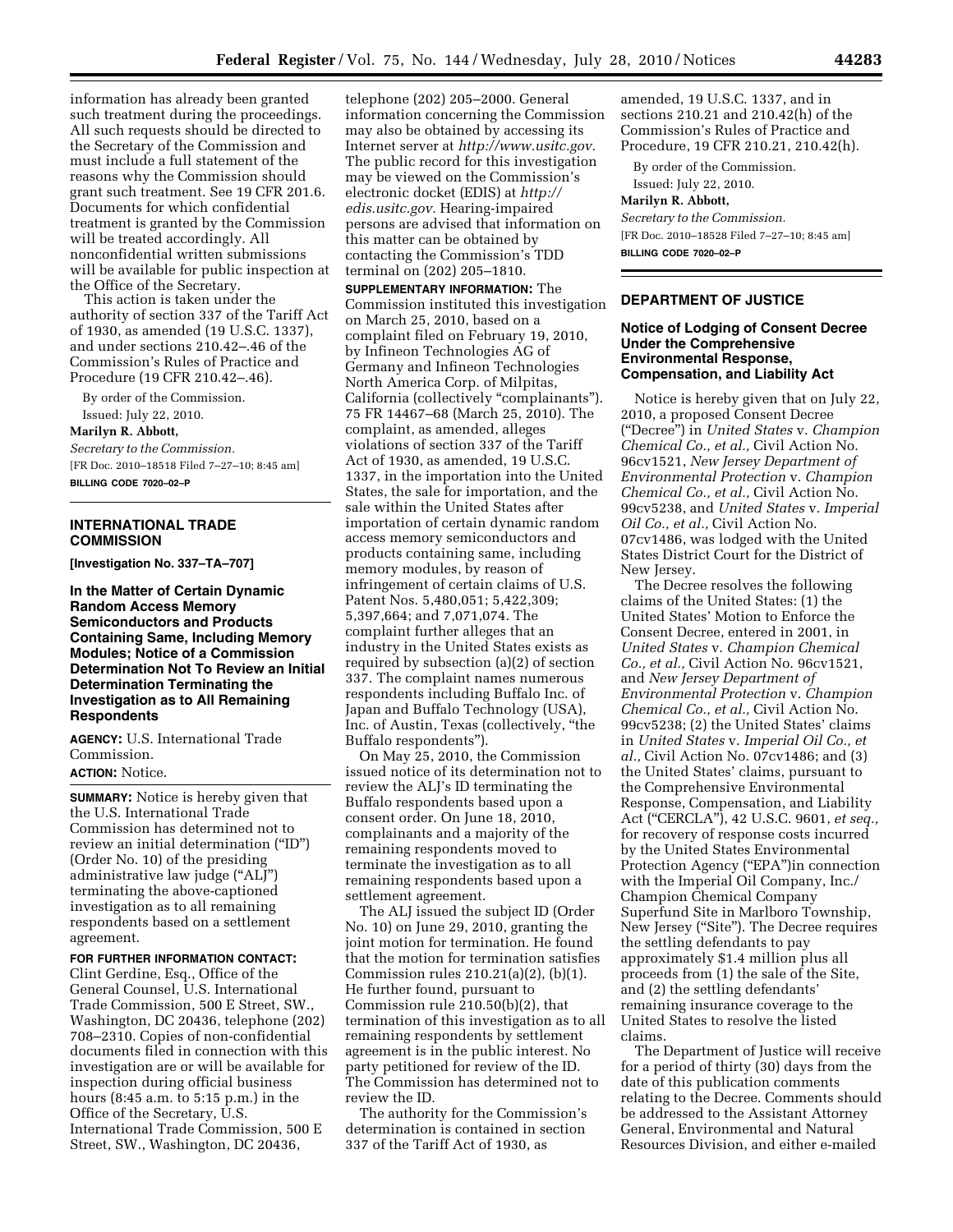information has already been granted such treatment during the proceedings. All such requests should be directed to the Secretary of the Commission and must include a full statement of the reasons why the Commission should grant such treatment. See 19 CFR 201.6. Documents for which confidential treatment is granted by the Commission will be treated accordingly. All nonconfidential written submissions will be available for public inspection at the Office of the Secretary.

This action is taken under the authority of section 337 of the Tariff Act of 1930, as amended (19 U.S.C. 1337), and under sections 210.42–.46 of the Commission's Rules of Practice and Procedure (19 CFR 210.42–.46).

By order of the Commission.

Issued: July 22, 2010.

**Marilyn R. Abbott,**

*Secretary to the Commission.*

[FR Doc. 2010–18518 Filed 7–27–10; 8:45 am]

**BILLING CODE 7020–02–P**

---

## INTERNATIONAL TRADE COMMISSION

**[Investigation No. 337–TA–707]**

### In the Matter of Certain Dynamic Random Access Memory Semiconductors and Products Containing Same, Including Memory Modules; Notice of a Commission Determination Not To Review an Initial Determination Terminating the Investigation as to All Remaining Respondents

**AGENCY:** U.S. International Trade Commission.

**ACTION:** Notice.

**SUMMARY:** Notice is hereby given that the U.S. International Trade Commission has determined not to review an initial determination ("ID") (Order No. 10) of the presiding administrative law judge ("ALJ") terminating the above-captioned investigation as to all remaining respondents based on a settlement agreement.

**FOR FURTHER INFORMATION CONTACT:** Clint Gerdine, Esq., Office of the General Counsel, U.S. International Trade Commission, 500 E Street, SW., Washington, DC 20436, telephone (202) 708–2310. Copies of non-confidential documents filed in connection with this investigation are or will be available for inspection during official business hours (8:45 a.m. to 5:15 p.m.) in the Office of the Secretary, U.S. International Trade Commission, 500 E Street, SW., Washington, DC 20436, telephone (202) 205–2000. General information concerning the Commission may also be obtained by accessing its Internet server at *http://www.usitc.gov*. The public record for this investigation may be viewed on the Commission's electronic docket (EDIS) at *http://edis.usitc.gov*. Hearing-impaired persons are advised that information on this matter can be obtained by contacting the Commission's TDD terminal on (202) 205–1810.

**SUPPLEMENTARY INFORMATION:** The Commission instituted this investigation on March 25, 2010, based on a complaint filed on February 19, 2010, by Infineon Technologies AG of Germany and Infineon Technologies North America Corp. of Milpitas, California (collectively "complainants"). 75 FR 14467–68 (March 25, 2010). The complaint, as amended, alleges violations of section 337 of the Tariff Act of 1930, as amended, 19 U.S.C. 1337, in the importation into the United States, the sale for importation, and the sale within the United States after importation of certain dynamic random access memory semiconductors and products containing same, including memory modules, by reason of infringement of certain claims of U.S. Patent Nos. 5,480,051; 5,422,309; 5,397,664; and 7,071,074. The complaint further alleges that an industry in the United States exists as required by subsection (a)(2) of section 337. The complaint names numerous respondents including Buffalo Inc. of Japan and Buffalo Technology (USA), Inc. of Austin, Texas (collectively, "the Buffalo respondents").

On May 25, 2010, the Commission issued notice of its determination not to review the ALJ's ID terminating the Buffalo respondents based upon a consent order. On June 18, 2010, complainants and a majority of the remaining respondents moved to terminate the investigation as to all remaining respondents based upon a settlement agreement.

The ALJ issued the subject ID (Order No. 10) on June 29, 2010, granting the joint motion for termination. He found that the motion for termination satisfies Commission rules 210.21(a)(2), (b)(1). He further found, pursuant to Commission rule 210.50(b)(2), that termination of this investigation as to all remaining respondents by settlement agreement is in the public interest. No party petitioned for review of the ID. The Commission has determined not to review the ID.

The authority for the Commission's determination is contained in section 337 of the Tariff Act of 1930, as amended, 19 U.S.C. 1337, and in sections 210.21 and 210.42(h) of the Commission's Rules of Practice and Procedure, 19 CFR 210.21, 210.42(h).

By order of the Commission.

Issued: July 22, 2010.

**Marilyn R. Abbott,**

*Secretary to the Commission.*

[FR Doc. 2010–18528 Filed 7–27–10; 8:45 am]

**BILLING CODE 7020–02–P**

---

## DEPARTMENT OF JUSTICE

### Notice of Lodging of Consent Decree Under the Comprehensive Environmental Response, Compensation, and Liability Act

Notice is hereby given that on July 22, 2010, a proposed Consent Decree ("Decree") in *United States* v. *Champion Chemical Co., et al.,* Civil Action No. 96cv1521, *New Jersey Department of Environmental Protection* v. *Champion Chemical Co., et al.,* Civil Action No. 99cv5238, and *United States* v. *Imperial Oil Co., et al.,* Civil Action No. 07cv1486, was lodged with the United States District Court for the District of New Jersey.

The Decree resolves the following claims of the United States: (1) the United States' Motion to Enforce the Consent Decree, entered in 2001, in *United States* v. *Champion Chemical Co., et al.,* Civil Action No. 96cv1521, and *New Jersey Department of Environmental Protection* v. *Champion Chemical Co., et al.,* Civil Action No. 99cv5238; (2) the United States' claims in *United States* v. *Imperial Oil Co., et al.,* Civil Action No. 07cv1486; and (3) the United States' claims, pursuant to the Comprehensive Environmental Response, Compensation, and Liability Act ("CERCLA"), 42 U.S.C. 9601, *et seq.,* for recovery of response costs incurred by the United States Environmental Protection Agency ("EPA")in connection with the Imperial Oil Company, Inc./ Champion Chemical Company Superfund Site in Marlboro Township, New Jersey ("Site"). The Decree requires the settling defendants to pay approximately $1.4 million plus all proceeds from (1) the sale of the Site, and (2) the settling defendants' remaining insurance coverage to the United States to resolve the listed claims.

The Department of Justice will receive for a period of thirty (30) days from the date of this publication comments relating to the Decree. Comments should be addressed to the Assistant Attorney General, Environmental and Natural Resources Division, and either e-mailed